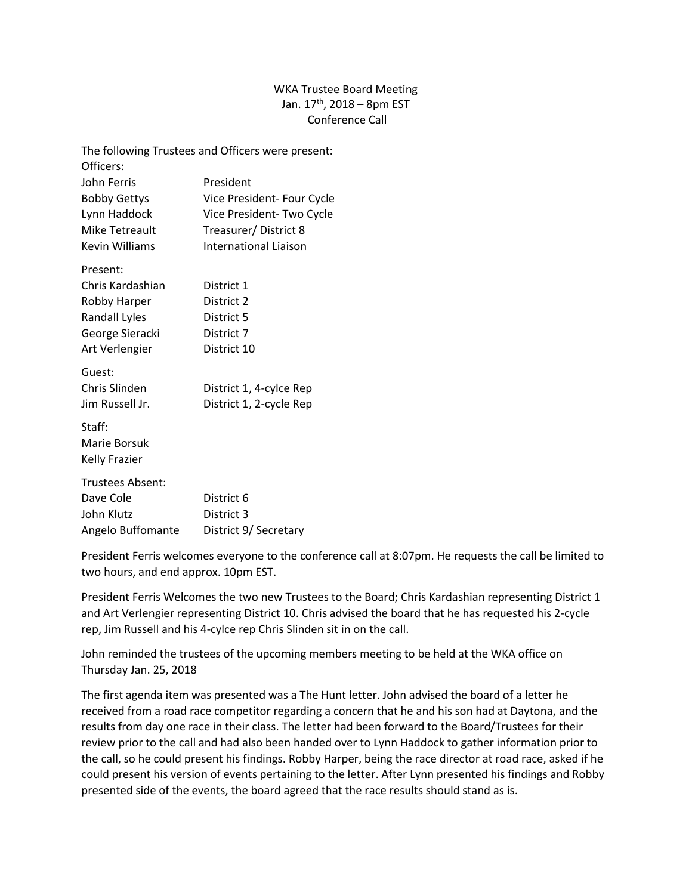WKA Trustee Board Meeting
Jan. 17th, 2018 – 8pm EST
Conference Call

The following Trustees and Officers were present:

Officers:

| | |
|---|---|
| John Ferris | President |
| Bobby Gettys | Vice President- Four Cycle |
| Lynn Haddock | Vice President- Two Cycle |
| Mike Tetreault | Treasurer/ District 8 |
| Kevin Williams | International Liaison |

Present:

| | |
|---|---|
| Chris Kardashian | District 1 |
| Robby Harper | District 2 |
| Randall Lyles | District 5 |
| George Sieracki | District 7 |
| Art Verlengier | District 10 |

Guest:

| | |
|---|---|
| Chris Slinden | District 1, 4-cylce Rep |
| Jim Russell Jr. | District 1, 2-cycle Rep |

Staff:

Marie Borsuk
Kelly Frazier

Trustees Absent:

| | |
|---|---|
| Dave Cole | District 6 |
| John Klutz | District 3 |
| Angelo Buffomante | District 9/ Secretary |

President Ferris welcomes everyone to the conference call at 8:07pm. He requests the call be limited to two hours, and end approx. 10pm EST.

President Ferris Welcomes the two new Trustees to the Board; Chris Kardashian representing District 1 and Art Verlengier representing District 10. Chris advised the board that he has requested his 2-cycle rep, Jim Russell and his 4-cylce rep Chris Slinden sit in on the call.

John reminded the trustees of the upcoming members meeting to be held at the WKA office on Thursday Jan. 25, 2018

The first agenda item was presented was a The Hunt letter. John advised the board of a letter he received from a road race competitor regarding a concern that he and his son had at Daytona, and the results from day one race in their class. The letter had been forward to the Board/Trustees for their review prior to the call and had also been handed over to Lynn Haddock to gather information prior to the call, so he could present his findings. Robby Harper, being the race director at road race, asked if he could present his version of events pertaining to the letter. After Lynn presented his findings and Robby presented side of the events, the board agreed that the race results should stand as is.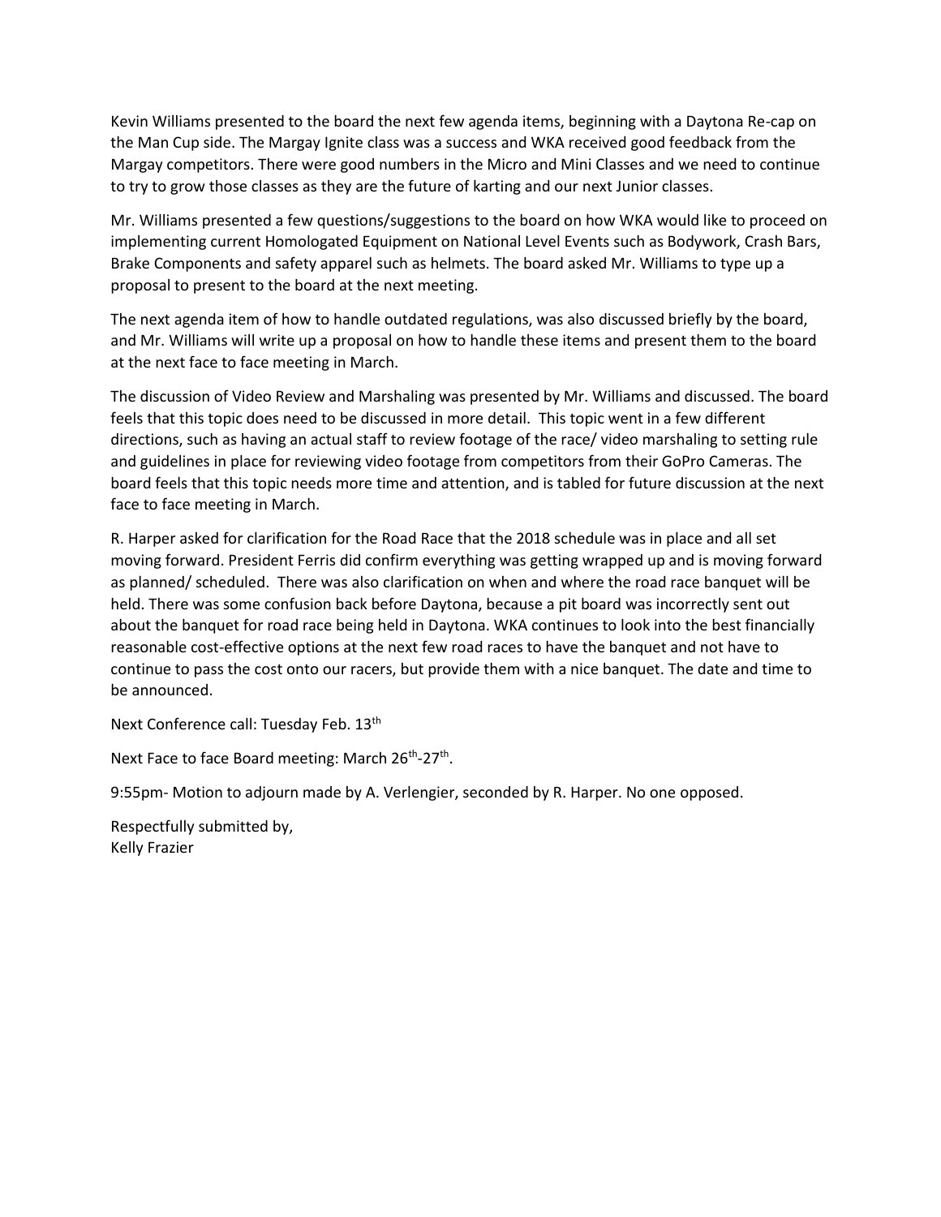Kevin Williams presented to the board the next few agenda items, beginning with a Daytona Re-cap on the Man Cup side. The Margay Ignite class was a success and WKA received good feedback from the Margay competitors. There were good numbers in the Micro and Mini Classes and we need to continue to try to grow those classes as they are the future of karting and our next Junior classes.

Mr. Williams presented a few questions/suggestions to the board on how WKA would like to proceed on implementing current Homologated Equipment on National Level Events such as Bodywork, Crash Bars, Brake Components and safety apparel such as helmets. The board asked Mr. Williams to type up a proposal to present to the board at the next meeting.

The next agenda item of how to handle outdated regulations, was also discussed briefly by the board, and Mr. Williams will write up a proposal on how to handle these items and present them to the board at the next face to face meeting in March.

The discussion of Video Review and Marshaling was presented by Mr. Williams and discussed. The board feels that this topic does need to be discussed in more detail. This topic went in a few different directions, such as having an actual staff to review footage of the race/ video marshaling to setting rule and guidelines in place for reviewing video footage from competitors from their GoPro Cameras. The board feels that this topic needs more time and attention, and is tabled for future discussion at the next face to face meeting in March.

R. Harper asked for clarification for the Road Race that the 2018 schedule was in place and all set moving forward. President Ferris did confirm everything was getting wrapped up and is moving forward as planned/ scheduled. There was also clarification on when and where the road race banquet will be held. There was some confusion back before Daytona, because a pit board was incorrectly sent out about the banquet for road race being held in Daytona. WKA continues to look into the best financially reasonable cost-effective options at the next few road races to have the banquet and not have to continue to pass the cost onto our racers, but provide them with a nice banquet. The date and time to be announced.

Next Conference call: Tuesday Feb. 13th

Next Face to face Board meeting: March 26th-27th.

9:55pm- Motion to adjourn made by A. Verlengier, seconded by R. Harper. No one opposed.

Respectfully submitted by,
Kelly Frazier